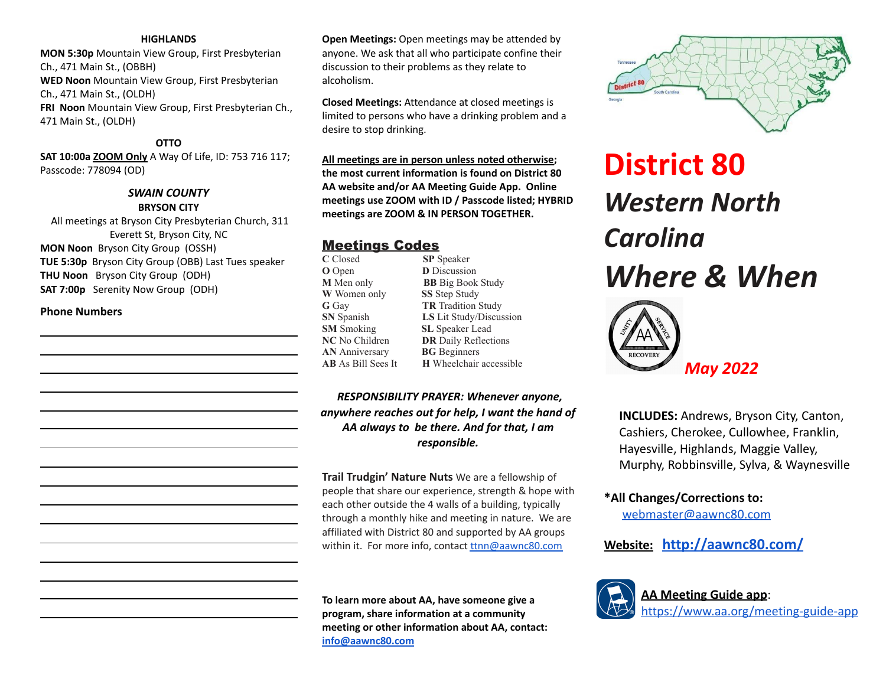**HIGHLANDS**

**MON 5:30p** Mountain View Group, First Presbyterian Ch., 471 Main St., (OBBH)
**WED Noon** Mountain View Group, First Presbyterian Ch., 471 Main St., (OLDH)
**FRI Noon** Mountain View Group, First Presbyterian Ch., 471 Main St., (OLDH)

**OTTO**

**SAT 10:00a** **ZOOM Only** A Way Of Life, ID: 753 716 117; Passcode: 778094 (OD)

***SWAIN COUNTY***

**BRYSON CITY**

All meetings at Bryson City Presbyterian Church, 311 Everett St, Bryson City, NC

**MON Noon** Bryson City Group (OSSH)
**TUE 5:30p** Bryson City Group (OBB) Last Tues speaker
**THU Noon** Bryson City Group (ODH)
**SAT 7:00p** Serenity Now Group (ODH)

**Phone Numbers**

**Open Meetings:** Open meetings may be attended by anyone. We ask that all who participate confine their discussion to their problems as they relate to alcoholism.

**Closed Meetings:** Attendance at closed meetings is limited to persons who have a drinking problem and a desire to stop drinking.

**All meetings are in person unless noted otherwise; the most current information is found on District 80 AA website and/or AA Meeting Guide App. Online meetings use ZOOM with ID / Passcode listed; HYBRID meetings are ZOOM & IN PERSON TOGETHER.**

## Meetings Codes

| | |
|---|---|
| **C** Closed | **SP** Speaker |
| **O** Open | **D** Discussion |
| **M** Men only | **BB** Big Book Study |
| **W** Women only | **SS** Step Study |
| **G** Gay | **TR** Tradition Study |
| **SN** Spanish | **LS** Lit Study/Discussion |
| **SM** Smoking | **SL** Speaker Lead |
| **NC** No Children | **DR** Daily Reflections |
| **AN** Anniversary | **BG** Beginners |
| **AB** As Bill Sees It | **H** Wheelchair accessible |

***RESPONSIBILITY PRAYER: Whenever anyone, anywhere reaches out for help, I want the hand of AA always to be there. And for that, I am responsible.***

**Trail Trudgin' Nature Nuts** We are a fellowship of people that share our experience, strength & hope with each other outside the 4 walls of a building, typically through a monthly hike and meeting in nature. We are affiliated with District 80 and supported by AA groups within it. For more info, contact ttnn@aawnc80.com

**To learn more about AA, have someone give a program, share information at a community meeting or other information about AA, contact: info@aawnc80.com**

# District 80

# *Western North Carolina*

# *Where & When*

***May 2022***

**INCLUDES:** Andrews, Bryson City, Canton, Cashiers, Cherokee, Cullowhee, Franklin, Hayesville, Highlands, Maggie Valley, Murphy, Robbinsville, Sylva, & Waynesville

**\*All Changes/Corrections to:**
webmaster@aawnc80.com

**Website:** **http://aawnc80.com/**

**AA Meeting Guide app**: https://www.aa.org/meeting-guide-app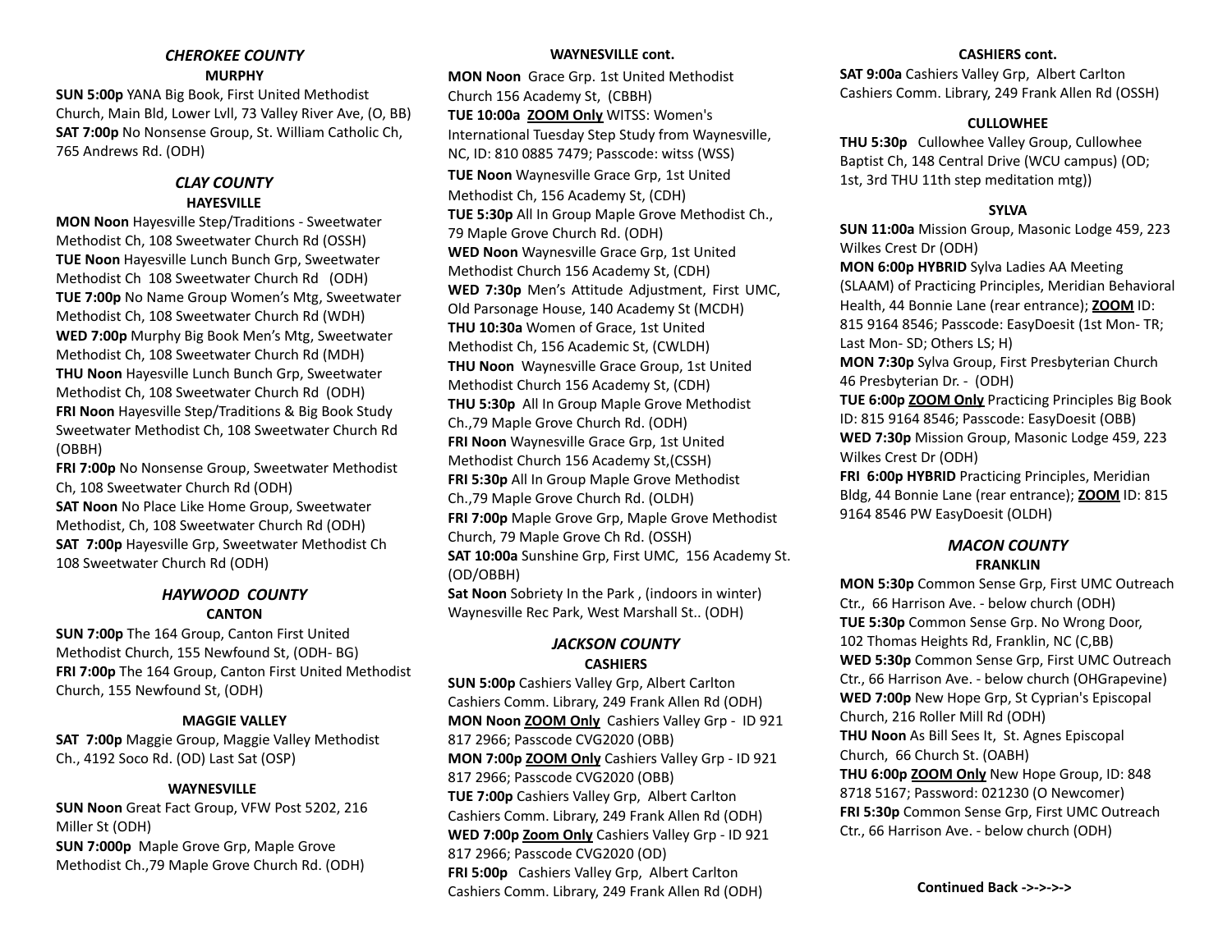## *CHEROKEE COUNTY*

### MURPHY

**SUN 5:00p** YANA Big Book, First United Methodist Church, Main Bld, Lower Lvll, 73 Valley River Ave, (O, BB)
**SAT 7:00p** No Nonsense Group, St. William Catholic Ch, 765 Andrews Rd. (ODH)

## *CLAY COUNTY*

### HAYESVILLE

**MON Noon** Hayesville Step/Traditions - Sweetwater Methodist Ch, 108 Sweetwater Church Rd (OSSH)
**TUE Noon** Hayesville Lunch Bunch Grp, Sweetwater Methodist Ch 108 Sweetwater Church Rd (ODH)
**TUE 7:00p** No Name Group Women's Mtg, Sweetwater Methodist Ch, 108 Sweetwater Church Rd (WDH)
**WED 7:00p** Murphy Big Book Men's Mtg, Sweetwater Methodist Ch, 108 Sweetwater Church Rd (MDH)
**THU Noon** Hayesville Lunch Bunch Grp, Sweetwater Methodist Ch, 108 Sweetwater Church Rd (ODH)
**FRI Noon** Hayesville Step/Traditions & Big Book Study Sweetwater Methodist Ch, 108 Sweetwater Church Rd (OBBH)
**FRI 7:00p** No Nonsense Group, Sweetwater Methodist Ch, 108 Sweetwater Church Rd (ODH)
**SAT Noon** No Place Like Home Group, Sweetwater Methodist, Ch, 108 Sweetwater Church Rd (ODH)
**SAT 7:00p** Hayesville Grp, Sweetwater Methodist Ch 108 Sweetwater Church Rd (ODH)

## *HAYWOOD COUNTY*

### CANTON

**SUN 7:00p** The 164 Group, Canton First United Methodist Church, 155 Newfound St, (ODH- BG)
**FRI 7:00p** The 164 Group, Canton First United Methodist Church, 155 Newfound St, (ODH)

### MAGGIE VALLEY

**SAT 7:00p** Maggie Group, Maggie Valley Methodist Ch., 4192 Soco Rd. (OD) Last Sat (OSP)

### WAYNESVILLE

**SUN Noon** Great Fact Group, VFW Post 5202, 216 Miller St (ODH)
**SUN 7:000p** Maple Grove Grp, Maple Grove Methodist Ch.,79 Maple Grove Church Rd. (ODH)

### WAYNESVILLE cont.

**MON Noon** Grace Grp. 1st United Methodist Church 156 Academy St, (CBBH)
**TUE 10:00a <u>ZOOM Only</u>** WITSS: Women's International Tuesday Step Study from Waynesville, NC, ID: 810 0885 7479; Passcode: witss (WSS)
**TUE Noon** Waynesville Grace Grp, 1st United Methodist Ch, 156 Academy St, (CDH)
**TUE 5:30p** All In Group Maple Grove Methodist Ch., 79 Maple Grove Church Rd. (ODH)
**WED Noon** Waynesville Grace Grp, 1st United Methodist Church 156 Academy St, (CDH)
**WED 7:30p** Men's Attitude Adjustment, First UMC, Old Parsonage House, 140 Academy St (MCDH)
**THU 10:30a** Women of Grace, 1st United Methodist Ch, 156 Academic St, (CWLDH)
**THU Noon** Waynesville Grace Group, 1st United Methodist Church 156 Academy St, (CDH)
**THU 5:30p** All In Group Maple Grove Methodist Ch.,79 Maple Grove Church Rd. (ODH)
**FRI Noon** Waynesville Grace Grp, 1st United Methodist Church 156 Academy St,(CSSH)
**FRI 5:30p** All In Group Maple Grove Methodist Ch.,79 Maple Grove Church Rd. (OLDH)
**FRI 7:00p** Maple Grove Grp, Maple Grove Methodist Church, 79 Maple Grove Ch Rd. (OSSH)
**SAT 10:00a** Sunshine Grp, First UMC, 156 Academy St. (OD/OBBH)
**Sat Noon** Sobriety In the Park , (indoors in winter) Waynesville Rec Park, West Marshall St.. (ODH)

## *JACKSON COUNTY*

### CASHIERS

**SUN 5:00p** Cashiers Valley Grp, Albert Carlton Cashiers Comm. Library, 249 Frank Allen Rd (ODH)
**MON Noon <u>ZOOM Only</u>** Cashiers Valley Grp - ID 921 817 2966; Passcode CVG2020 (OBB)
**MON 7:00p <u>ZOOM Only</u>** Cashiers Valley Grp - ID 921 817 2966; Passcode CVG2020 (OBB)
**TUE 7:00p** Cashiers Valley Grp, Albert Carlton Cashiers Comm. Library, 249 Frank Allen Rd (ODH)
**WED 7:00p <u>Zoom Only</u>** Cashiers Valley Grp - ID 921 817 2966; Passcode CVG2020 (OD)
**FRI 5:00p** Cashiers Valley Grp, Albert Carlton Cashiers Comm. Library, 249 Frank Allen Rd (ODH)

### CASHIERS cont.

**SAT 9:00a** Cashiers Valley Grp, Albert Carlton Cashiers Comm. Library, 249 Frank Allen Rd (OSSH)

### CULLOWHEE

**THU 5:30p** Cullowhee Valley Group, Cullowhee Baptist Ch, 148 Central Drive (WCU campus) (OD; 1st, 3rd THU 11th step meditation mtg))

### SYLVA

**SUN 11:00a** Mission Group, Masonic Lodge 459, 223 Wilkes Crest Dr (ODH)
**MON 6:00p HYBRID** Sylva Ladies AA Meeting (SLAAM) of Practicing Principles, Meridian Behavioral Health, 44 Bonnie Lane (rear entrance); **<u>ZOOM</u>** ID: 815 9164 8546; Passcode: EasyDoesit (1st Mon- TR; Last Mon- SD; Others LS; H)
**MON 7:30p** Sylva Group, First Presbyterian Church 46 Presbyterian Dr. - (ODH)
**TUE 6:00p <u>ZOOM Only</u>** Practicing Principles Big Book ID: 815 9164 8546; Passcode: EasyDoesit (OBB)
**WED 7:30p** Mission Group, Masonic Lodge 459, 223 Wilkes Crest Dr (ODH)
**FRI 6:00p HYBRID** Practicing Principles, Meridian Bldg, 44 Bonnie Lane (rear entrance); **<u>ZOOM</u>** ID: 815 9164 8546 PW EasyDoesit (OLDH)

## *MACON COUNTY*

### FRANKLIN

**MON 5:30p** Common Sense Grp, First UMC Outreach Ctr., 66 Harrison Ave. - below church (ODH)
**TUE 5:30p** Common Sense Grp. No Wrong Door, 102 Thomas Heights Rd, Franklin, NC (C,BB)
**WED 5:30p** Common Sense Grp, First UMC Outreach Ctr., 66 Harrison Ave. - below church (OHGrapevine)
**WED 7:00p** New Hope Grp, St Cyprian's Episcopal Church, 216 Roller Mill Rd (ODH)
**THU Noon** As Bill Sees It, St. Agnes Episcopal Church, 66 Church St. (OABH)
**THU 6:00p <u>ZOOM Only</u>** New Hope Group, ID: 848 8718 5167; Password: 021230 (O Newcomer)
**FRI 5:30p** Common Sense Grp, First UMC Outreach Ctr., 66 Harrison Ave. - below church (ODH)

**Continued Back ->->->->**